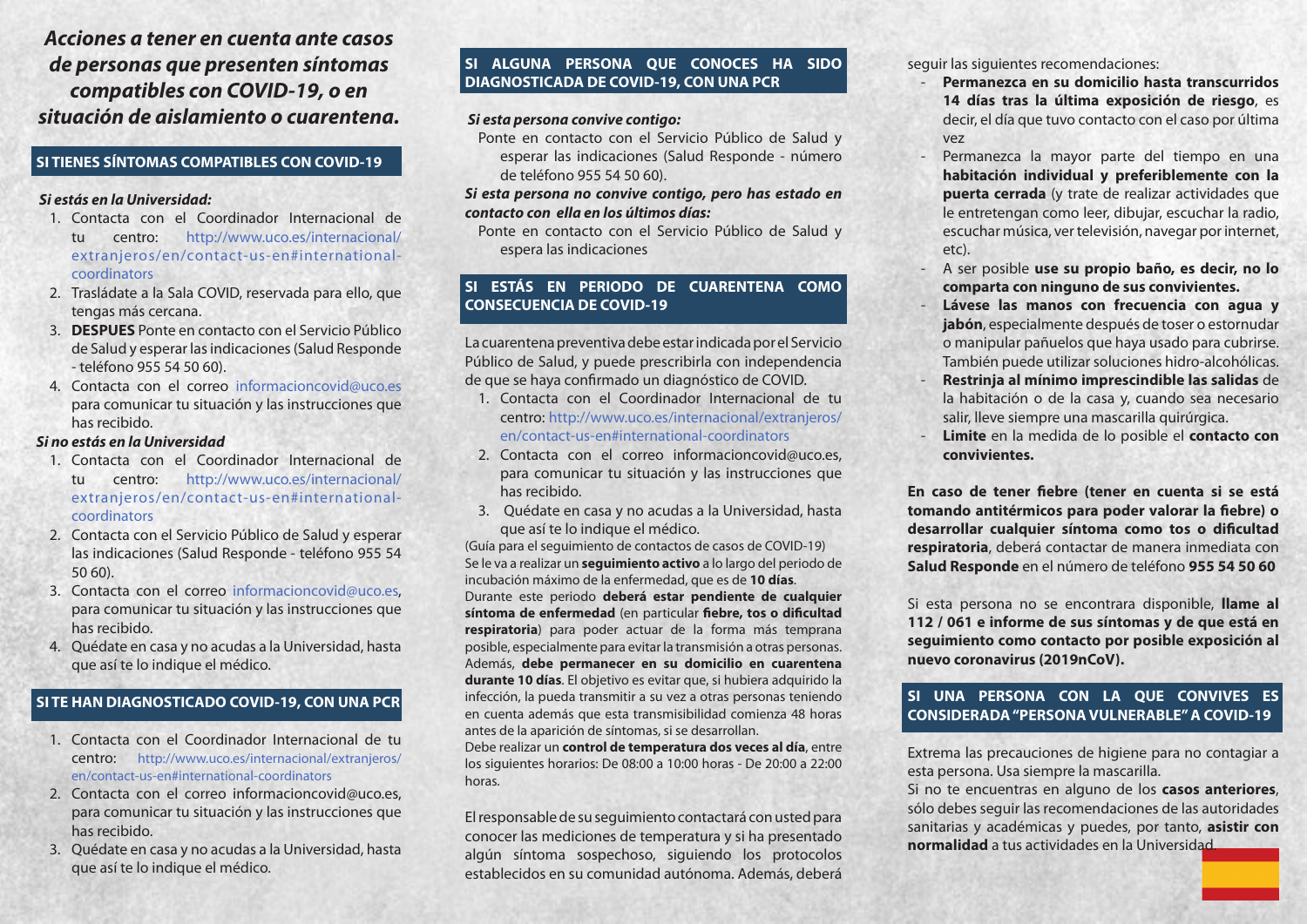# *Acciones a tener en cuenta ante casos de personas que presenten síntomas compatibles con COVID-19, o en situación de aislamiento o cuarentena.*

## SI TIENES SÍNTOMAS COMPATIBLES CON COVID-19

***Si estás en la Universidad:***

1. Contacta con el Coordinador Internacional de tu centro: http://www.uco.es/internacional/extranjeros/en/contact-us-en#international-coordinators
2. Trasládate a la Sala COVID, reservada para ello, que tengas más cercana.
3. **DESPUES** Ponte en contacto con el Servicio Público de Salud y esperar las indicaciones (Salud Responde - teléfono 955 54 50 60).
4. Contacta con el correo informacioncovid@uco.es para comunicar tu situación y las instrucciones que has recibido.

***Si no estás en la Universidad***

1. Contacta con el Coordinador Internacional de tu centro: http://www.uco.es/internacional/extranjeros/en/contact-us-en#international-coordinators
2. Contacta con el Servicio Público de Salud y esperar las indicaciones (Salud Responde - teléfono 955 54 50 60).
3. Contacta con el correo informacioncovid@uco.es, para comunicar tu situación y las instrucciones que has recibido.
4. Quédate en casa y no acudas a la Universidad, hasta que así te lo indique el médico.

## SI TE HAN DIAGNOSTICADO COVID-19, CON UNA PCR

1. Contacta con el Coordinador Internacional de tu centro: http://www.uco.es/internacional/extranjeros/en/contact-us-en#international-coordinators
2. Contacta con el correo informacioncovid@uco.es, para comunicar tu situación y las instrucciones que has recibido.
3. Quédate en casa y no acudas a la Universidad, hasta que así te lo indique el médico.

## SI ALGUNA PERSONA QUE CONOCES HA SIDO DIAGNOSTICADA DE COVID-19, CON UNA PCR

***Si esta persona convive contigo:***

Ponte en contacto con el Servicio Público de Salud y esperar las indicaciones (Salud Responde - número de teléfono 955 54 50 60).

***Si esta persona no convive contigo, pero has estado en contacto con ella en los últimos días:***

Ponte en contacto con el Servicio Público de Salud y espera las indicaciones

## SI ESTÁS EN PERIODO DE CUARENTENA COMO CONSECUENCIA DE COVID-19

La cuarentena preventiva debe estar indicada por el Servicio Público de Salud, y puede prescribirla con independencia de que se haya confirmado un diagnóstico de COVID.

1. Contacta con el Coordinador Internacional de tu centro: http://www.uco.es/internacional/extranjeros/en/contact-us-en#international-coordinators
2. Contacta con el correo informacioncovid@uco.es, para comunicar tu situación y las instrucciones que has recibido.
3. Quédate en casa y no acudas a la Universidad, hasta que así te lo indique el médico.

(Guía para el seguimiento de contactos de casos de COVID-19)

Se le va a realizar un **seguimiento activo** a lo largo del periodo de incubación máximo de la enfermedad, que es de **10 días**.

Durante este periodo **deberá estar pendiente de cualquier síntoma de enfermedad** (en particular **fiebre, tos o dificultad respiratoria**) para poder actuar de la forma más temprana posible, especialmente para evitar la transmisión a otras personas. Además, **debe permanecer en su domicilio en cuarentena durante 10 días**. El objetivo es evitar que, si hubiera adquirido la infección, la pueda transmitir a su vez a otras personas teniendo en cuenta además que esta transmisibilidad comienza 48 horas antes de la aparición de síntomas, si se desarrollan.

Debe realizar un **control de temperatura dos veces al día**, entre los siguientes horarios: De 08:00 a 10:00 horas - De 20:00 a 22:00 horas.

El responsable de su seguimiento contactará con usted para conocer las mediciones de temperatura y si ha presentado algún síntoma sospechoso, siguiendo los protocolos establecidos en su comunidad autónoma. Además, deberá seguir las siguientes recomendaciones:

- **Permanezca en su domicilio hasta transcurridos 14 días tras la última exposición de riesgo**, es decir, el día que tuvo contacto con el caso por última vez
- Permanezca la mayor parte del tiempo en una **habitación individual y preferiblemente con la puerta cerrada** (y trate de realizar actividades que le entretengan como leer, dibujar, escuchar la radio, escuchar música, ver televisión, navegar por internet, etc).
- A ser posible **use su propio baño, es decir, no lo comparta con ninguno de sus convivientes.**
- **Lávese las manos con frecuencia con agua y jabón**, especialmente después de toser o estornudar o manipular pañuelos que haya usado para cubrirse. También puede utilizar soluciones hidro-alcohólicas.
- **Restrinja al mínimo imprescindible las salidas** de la habitación o de la casa y, cuando sea necesario salir, lleve siempre una mascarilla quirúrgica.
- **Limite** en la medida de lo posible el **contacto con convivientes.**

**En caso de tener fiebre (tener en cuenta si se está tomando antitérmicos para poder valorar la fiebre) o desarrollar cualquier síntoma como tos o dificultad respiratoria**, deberá contactar de manera inmediata con **Salud Responde** en el número de teléfono **955 54 50 60**

Si esta persona no se encontrara disponible, **llame al 112 / 061 e informe de sus síntomas y de que está en seguimiento como contacto por posible exposición al nuevo coronavirus (2019nCoV).**

## SI UNA PERSONA CON LA QUE CONVIVES ES CONSIDERADA "PERSONA VULNERABLE" A COVID-19

Extrema las precauciones de higiene para no contagiar a esta persona. Usa siempre la mascarilla.

Si no te encuentras en alguno de los **casos anteriores**, sólo debes seguir las recomendaciones de las autoridades sanitarias y académicas y puedes, por tanto, **asistir con normalidad** a tus actividades en la Universidad.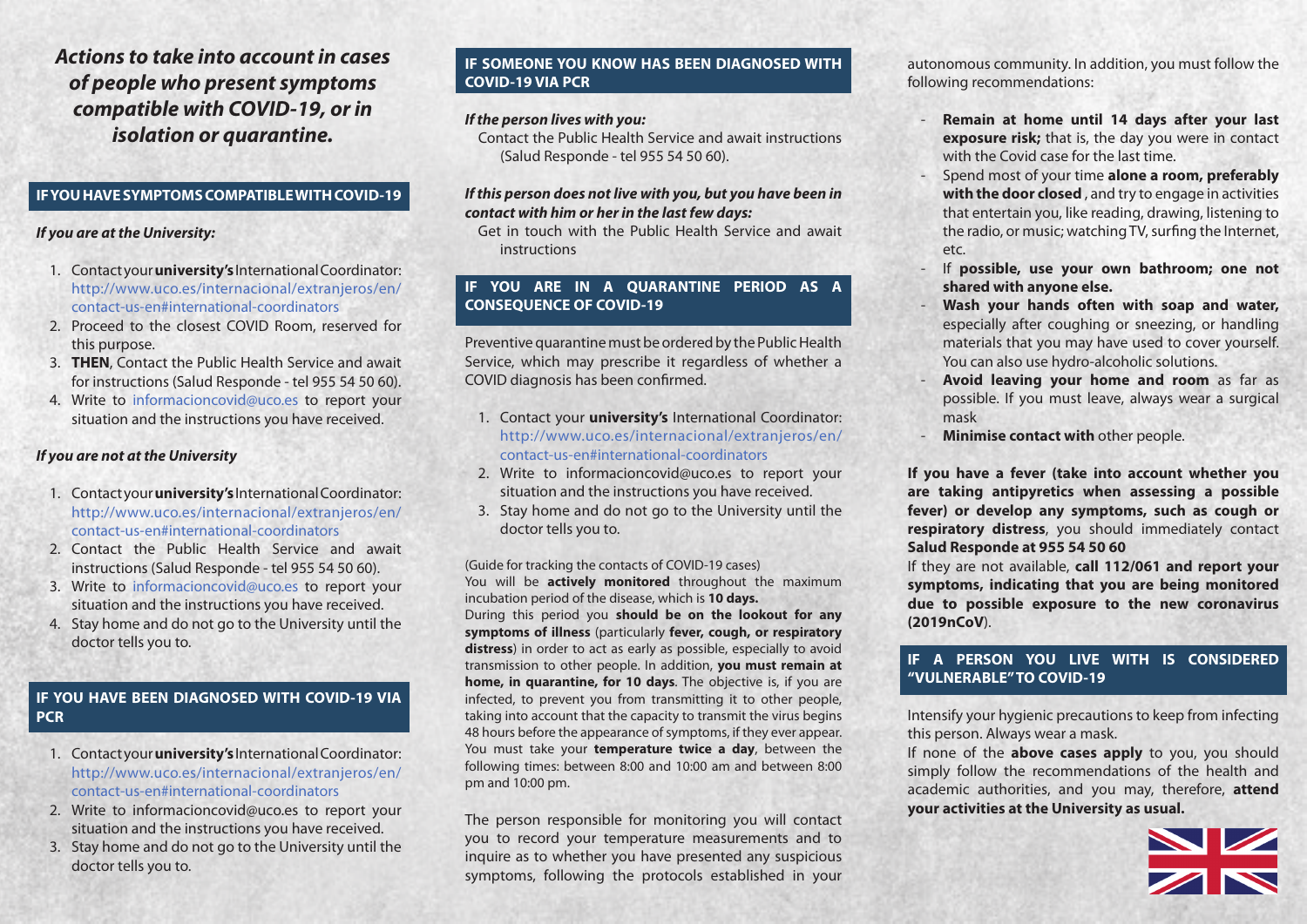***Actions to take into account in cases of people who present symptoms compatible with COVID-19, or in isolation or quarantine.***

## IF YOU HAVE SYMPTOMS COMPATIBLE WITH COVID-19

***If you are at the University:***

1. Contact your **university's** International Coordinator: http://www.uco.es/internacional/extranjeros/en/contact-us-en#international-coordinators
2. Proceed to the closest COVID Room, reserved for this purpose.
3. **THEN**, Contact the Public Health Service and await for instructions (Salud Responde - tel 955 54 50 60).
4. Write to informacioncovid@uco.es to report your situation and the instructions you have received.

***If you are not at the University***

1. Contact your **university's** International Coordinator: http://www.uco.es/internacional/extranjeros/en/contact-us-en#international-coordinators
2. Contact the Public Health Service and await instructions (Salud Responde - tel 955 54 50 60).
3. Write to informacioncovid@uco.es to report your situation and the instructions you have received.
4. Stay home and do not go to the University until the doctor tells you to.

## IF YOU HAVE BEEN DIAGNOSED WITH COVID-19 VIA PCR

1. Contact your **university's** International Coordinator: http://www.uco.es/internacional/extranjeros/en/contact-us-en#international-coordinators
2. Write to informacioncovid@uco.es to report your situation and the instructions you have received.
3. Stay home and do not go to the University until the doctor tells you to.

## IF SOMEONE YOU KNOW HAS BEEN DIAGNOSED WITH COVID-19 VIA PCR

***If the person lives with you:***

Contact the Public Health Service and await instructions (Salud Responde - tel 955 54 50 60).

***If this person does not live with you, but you have been in contact with him or her in the last few days:***

Get in touch with the Public Health Service and await instructions

## IF YOU ARE IN A QUARANTINE PERIOD AS A CONSEQUENCE OF COVID-19

Preventive quarantine must be ordered by the Public Health Service, which may prescribe it regardless of whether a COVID diagnosis has been confirmed.

1. Contact your **university's** International Coordinator: http://www.uco.es/internacional/extranjeros/en/contact-us-en#international-coordinators
2. Write to informacioncovid@uco.es to report your situation and the instructions you have received.
3. Stay home and do not go to the University until the doctor tells you to.

(Guide for tracking the contacts of COVID-19 cases)
You will be **actively monitored** throughout the maximum incubation period of the disease, which is **10 days.**
During this period you **should be on the lookout for any symptoms of illness** (particularly **fever, cough, or respiratory distress**) in order to act as early as possible, especially to avoid transmission to other people. In addition, **you must remain at home, in quarantine, for 10 days**. The objective is, if you are infected, to prevent you from transmitting it to other people, taking into account that the capacity to transmit the virus begins 48 hours before the appearance of symptoms, if they ever appear. You must take your **temperature twice a day**, between the following times: between 8:00 and 10:00 am and between 8:00 pm and 10:00 pm.

The person responsible for monitoring you will contact you to record your temperature measurements and to inquire as to whether you have presented any suspicious symptoms, following the protocols established in your autonomous community. In addition, you must follow the following recommendations:

- **Remain at home until 14 days after your last exposure risk;** that is, the day you were in contact with the Covid case for the last time.
- Spend most of your time **alone a room, preferably with the door closed** , and try to engage in activities that entertain you, like reading, drawing, listening to the radio, or music; watching TV, surfing the Internet, etc.
- If **possible, use your own bathroom; one not shared with anyone else.**
- **Wash your hands often with soap and water,** especially after coughing or sneezing, or handling materials that you may have used to cover yourself. You can also use hydro-alcoholic solutions.
- **Avoid leaving your home and room** as far as possible. If you must leave, always wear a surgical mask
- **Minimise contact with** other people.

**If you have a fever (take into account whether you are taking antipyretics when assessing a possible fever) or develop any symptoms, such as cough or respiratory distress**, you should immediately contact **Salud Responde at 955 54 50 60**
If they are not available, **call 112/061 and report your symptoms, indicating that you are being monitored due to possible exposure to the new coronavirus (2019nCoV**).

## IF A PERSON YOU LIVE WITH IS CONSIDERED "VULNERABLE" TO COVID-19

Intensify your hygienic precautions to keep from infecting this person. Always wear a mask.
If none of the **above cases apply** to you, you should simply follow the recommendations of the health and academic authorities, and you may, therefore, **attend your activities at the University as usual.**